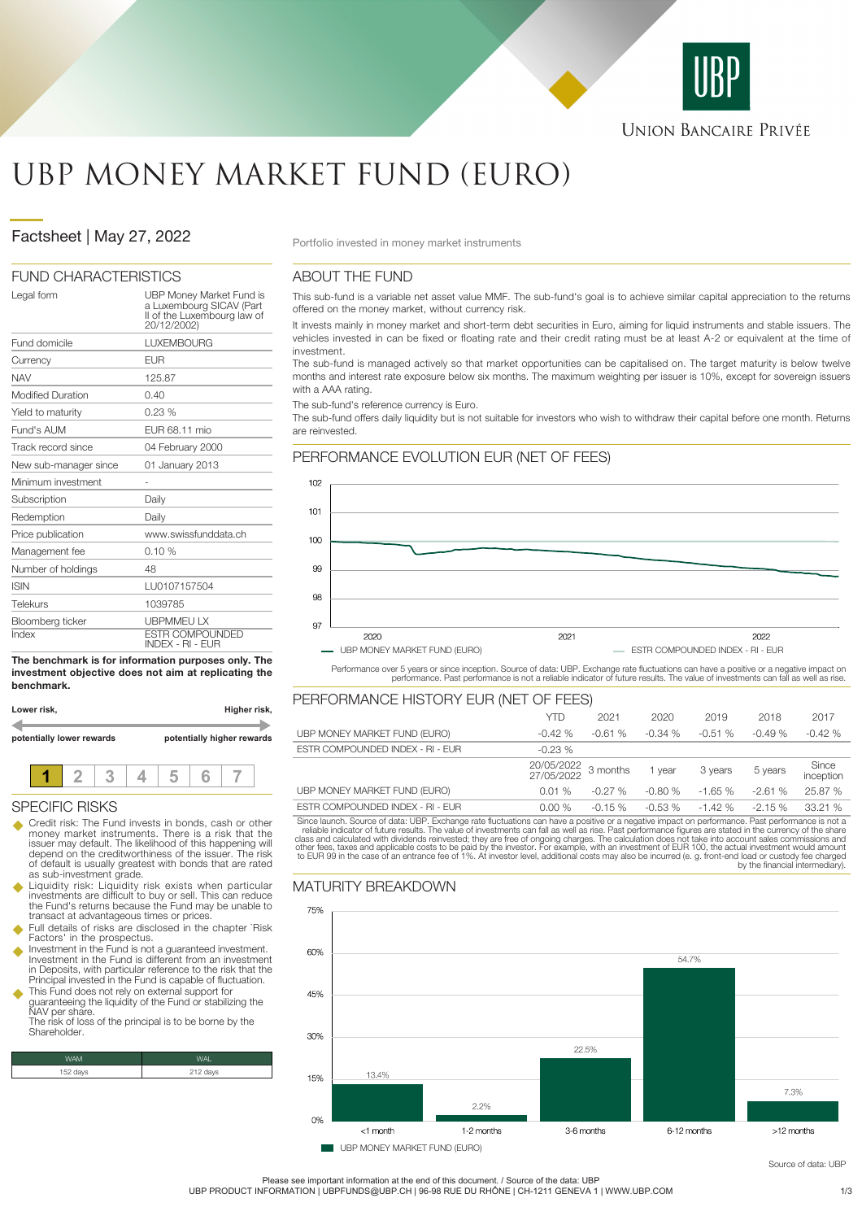# UBP MONEY MARKET FUND (EURO)

## Factsheet | May 27, 2022

Portfolio invested in money market instruments

## FUND CHARACTERISTICS

| | |
|---|---|
| Legal form | UBP Money Market Fund is a Luxembourg SICAV (Part II of the Luxembourg law of 20/12/2002) |
| Fund domicile | LUXEMBOURG |
| Currency | EUR |
| NAV | 125.87 |
| Modified Duration | 0.40 |
| Yield to maturity | 0.23 % |
| Fund's AUM | EUR 68.11 mio |
| Track record since | 04 February 2000 |
| New sub-manager since | 01 January 2013 |
| Minimum investment | - |
| Subscription | Daily |
| Redemption | Daily |
| Price publication | www.swissfunddata.ch |
| Management fee | 0.10 % |
| Number of holdings | 48 |
| ISIN | LU0107157504 |
| Telekurs | 1039785 |
| Bloomberg ticker | UBPMMEU LX |
| Index | ESTR COMPOUNDED INDEX - RI - EUR |

**The benchmark is for information purposes only. The investment objective does not aim at replicating the benchmark.**

**Lower risk,** **Higher risk,**

**potentially lower rewards** **potentially higher rewards**

| **1** | 2 | 3 | 4 | 5 | 6 | 7 |
|---|---|---|---|---|---|---|

## SPECIFIC RISKS

- Credit risk: The Fund invests in bonds, cash or other money market instruments. There is a risk that the issuer may default. The likelihood of this happening will depend on the creditworthiness of the issuer. The risk of default is usually greatest with bonds that are rated as sub-investment grade.
- Liquidity risk: Liquidity risk exists when particular investments are difficult to buy or sell. This can reduce the Fund's returns because the Fund may be unable to transact at advantageous times or prices.
- Full details of risks are disclosed in the chapter 'Risk Factors' in the prospectus.
- Investment in the Fund is not a guaranteed investment. Investment in the Fund is different from an investment in Deposits, with particular reference to the risk that the Principal invested in the Fund is capable of fluctuation.
- This Fund does not rely on external support for guaranteeing the liquidity of the Fund or stabilizing the NAV per share.
  The risk of loss of the principal is to be borne by the Shareholder.

| WAM | WAL |
|---|---|
| 152 days | 212 days |

## ABOUT THE FUND

This sub-fund is a variable net asset value MMF. The sub-fund's goal is to achieve similar capital appreciation to the returns offered on the money market, without currency risk.

It invests mainly in money market and short-term debt securities in Euro, aiming for liquid instruments and stable issuers. The vehicles invested in can be fixed or floating rate and their credit rating must be at least A-2 or equivalent at the time of investment.

The sub-fund is managed actively so that market opportunities can be capitalised on. The target maturity is below twelve months and interest rate exposure below six months. The maximum weighting per issuer is 10%, except for sovereign issuers with a AAA rating.

The sub-fund's reference currency is Euro.

The sub-fund offers daily liquidity but is not suitable for investors who wish to withdraw their capital before one month. Returns are reinvested.

## PERFORMANCE EVOLUTION EUR (NET OF FEES)

UBP MONEY MARKET FUND (EURO) — ESTR COMPOUNDED INDEX - RI - EUR

Performance over 5 years or since inception. Source of data: UBP. Exchange rate fluctuations can have a positive or a negative impact on performance. Past performance is not a reliable indicator of future results. The value of investments can fall as well as rise.

## PERFORMANCE HISTORY EUR (NET OF FEES)

| | YTD | 2021 | 2020 | 2019 | 2018 | 2017 |
|---|---|---|---|---|---|---|
| UBP MONEY MARKET FUND (EURO) | -0.42 % | -0.61 % | -0.34 % | -0.51 % | -0.49 % | -0.42 % |
| ESTR COMPOUNDED INDEX - RI - EUR | -0.23 % | | | | | |
| | **20/05/2022 27/05/2022** | **3 months** | **1 year** | **3 years** | **5 years** | **Since inception** |
| UBP MONEY MARKET FUND (EURO) | 0.01 % | -0.27 % | -0.80 % | -1.65 % | -2.61 % | 25.87 % |
| ESTR COMPOUNDED INDEX - RI - EUR | 0.00 % | -0.15 % | -0.53 % | -1.42 % | -2.15 % | 33.21 % |

Since launch. Source of data: UBP. Exchange rate fluctuations can have a positive or a negative impact on performance. Past performance is not a reliable indicator of future results. The value of investments can fall as well as rise. Past performance figures are stated in the currency of the share class and calculated with dividends reinvested; they are free of ongoing charges. The calculation does not take into account sales commissions and other fees, taxes and applicable costs to be paid by the investor. For example, with an investment of EUR 100, the actual investment would amount to EUR 99 in the case of an entrance fee of 1%. At investor level, additional costs may also be incurred (e. g. front-end load or custody fee charged by the financial intermediary).

## MATURITY BREAKDOWN

| | UBP MONEY MARKET FUND (EURO) |
|---|---|
| <1 month | 13.4% |
| 1-2 months | 2.2% |
| 3-6 months | 22.5% |
| 6-12 months | 54.7% |
| >12 months | 7.3% |

Source of data: UBP

Please see important information at the end of this document. / Source of the data: UBP

UBP PRODUCT INFORMATION | UBPFUNDS@UBP.CH | 96-98 RUE DU RHÔNE | CH-1211 GENEVA 1 | WWW.UBP.COM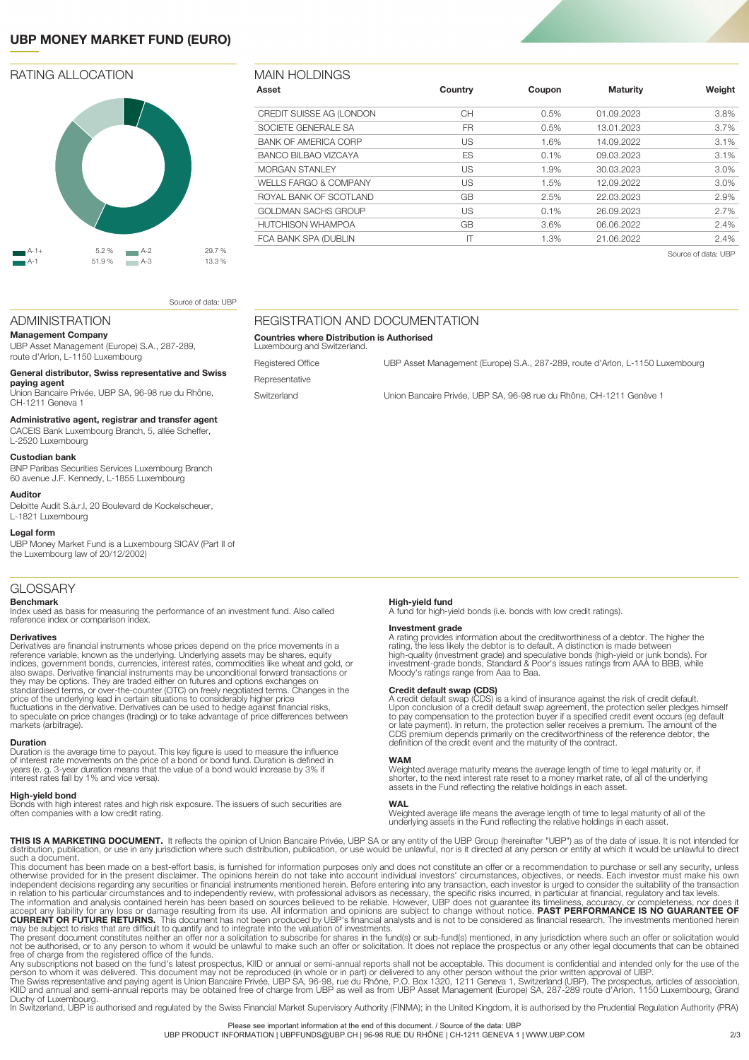# UBP MONEY MARKET FUND (EURO)

## RATING ALLOCATION

| Rating | Weight |
|---|---|
| A-1+ | 5.2 % |
| A-1 | 51.9 % |
| A-2 | 29.7 % |
| A-3 | 13.3 % |

Source of data: UBP

## MAIN HOLDINGS

| Asset | Country | Coupon | Maturity | Weight |
|---|---|---|---|---|
| CREDIT SUISSE AG (LONDON | CH | 0.5% | 01.09.2023 | 3.8% |
| SOCIETE GENERALE SA | FR | 0.5% | 13.01.2023 | 3.7% |
| BANK OF AMERICA CORP | US | 1.6% | 14.09.2022 | 3.1% |
| BANCO BILBAO VIZCAYA | ES | 0.1% | 09.03.2023 | 3.1% |
| MORGAN STANLEY | US | 1.9% | 30.03.2023 | 3.0% |
| WELLS FARGO & COMPANY | US | 1.5% | 12.09.2022 | 3.0% |
| ROYAL BANK OF SCOTLAND | GB | 2.5% | 22.03.2023 | 2.9% |
| GOLDMAN SACHS GROUP | US | 0.1% | 26.09.2023 | 2.7% |
| HUTCHISON WHAMPOA | GB | 3.6% | 06.06.2022 | 2.4% |
| FCA BANK SPA (DUBLIN | IT | 1.3% | 21.06.2022 | 2.4% |

Source of data: UBP

## ADMINISTRATION

**Management Company**
UBP Asset Management (Europe) S.A., 287-289, route d'Arlon, L-1150 Luxembourg

**General distributor, Swiss representative and Swiss paying agent**
Union Bancaire Privée, UBP SA, 96-98 rue du Rhône, CH-1211 Geneva 1

**Administrative agent, registrar and transfer agent**
CACEIS Bank Luxembourg Branch, 5, allée Scheffer, L-2520 Luxembourg

**Custodian bank**
BNP Paribas Securities Services Luxembourg Branch
60 avenue J.F. Kennedy, L-1855 Luxembourg

**Auditor**
Deloitte Audit S.à.r.l, 20 Boulevard de Kockelscheuer, L-1821 Luxembourg

**Legal form**
UBP Money Market Fund is a Luxembourg SICAV (Part II of the Luxembourg law of 20/12/2002)

## REGISTRATION AND DOCUMENTATION

**Countries where Distribution is Authorised**
Luxembourg and Switzerland.

| | |
|---|---|
| Registered Office | UBP Asset Management (Europe) S.A., 287-289, route d'Arlon, L-1150 Luxembourg |
| Representative | |
| Switzerland | Union Bancaire Privée, UBP SA, 96-98 rue du Rhône, CH-1211 Genève 1 |

## GLOSSARY

**Benchmark**
Index used as basis for measuring the performance of an investment fund. Also called reference index or comparison index.

**Derivatives**
Derivatives are financial instruments whose prices depend on the price movements in a reference variable, known as the underlying. Underlying assets may be shares, equity indices, government bonds, currencies, interest rates, commodities like wheat and gold, or also swaps. Derivative financial instruments may be unconditional forward transactions or they may be options. They are traded either on futures and options exchanges on standardised terms, or over-the-counter (OTC) on freely negotiated terms. Changes in the price of the underlying lead in certain situations to considerably higher price fluctuations in the derivative. Derivatives can be used to hedge against financial risks, to speculate on price changes (trading) or to take advantage of price differences between markets (arbitrage).

**Duration**
Duration is the average time to payout. This key figure is used to measure the influence of interest rate movements on the price of a bond or bond fund. Duration is defined in years (e. g. 3-year duration means that the value of a bond would increase by 3% if interest rates fall by 1% and vice versa).

**High-yield bond**
Bonds with high interest rates and high risk exposure. The issuers of such securities are often companies with a low credit rating.

**High-yield fund**
A fund for high-yield bonds (i.e. bonds with low credit ratings).

**Investment grade**
A rating provides information about the creditworthiness of a debtor. The higher the rating, the less likely the debtor is to default. A distinction is made between high-quality (investment grade) and speculative bonds (high-yield or junk bonds). For investment-grade bonds, Standard & Poor's issues ratings from AAA to BBB, while Moody's ratings range from Aaa to Baa.

**Credit default swap (CDS)**
A credit default swap (CDS) is a kind of insurance against the risk of credit default. Upon conclusion of a credit default swap agreement, the protection seller pledges himself to pay compensation to the protection buyer if a specified credit event occurs (eg default or late payment). In return, the protection seller receives a premium. The amount of the CDS premium depends primarily on the creditworthiness of the reference debtor, the definition of the credit event and the maturity of the contract.

**WAM**
Weighted average maturity means the average length of time to legal maturity or, if shorter, to the next interest rate reset to a money market rate, of all of the underlying assets in the Fund reflecting the relative holdings in each asset.

**WAL**
Weighted average life means the average length of time to legal maturity of all of the underlying assets in the Fund reflecting the relative holdings in each asset.

**THIS IS A MARKETING DOCUMENT.** It reflects the opinion of Union Bancaire Privée, UBP SA or any entity of the UBP Group (hereinafter "UBP") as of the date of issue. It is not intended for distribution, publication, or use in any jurisdiction where such distribution, publication, or use would be unlawful, nor is it directed at any person or entity at which it would be unlawful to direct such a document.
This document has been made on a best-effort basis, is furnished for information purposes only and does not constitute an offer or a recommendation to purchase or sell any security, unless otherwise provided for in the present disclaimer. The opinions herein do not take into account individual investors' circumstances, objectives, or needs. Each investor must make his own independent decisions regarding any securities or financial instruments mentioned herein. Before entering into any transaction, each investor is urged to consider the suitability of the transaction in relation to his particular circumstances and to independently review, with professional advisors as necessary, the specific risks incurred, in particular at financial, regulatory and tax levels.
The information and analysis contained herein has been based on sources believed to be reliable. However, UBP does not guarantee its timeliness, accuracy, or completeness, nor does it accept any liability for any loss or damage resulting from its use. All information and opinions are subject to change without notice. **PAST PERFORMANCE IS NO GUARANTEE OF CURRENT OR FUTURE RETURNS.** This document has not been produced by UBP's financial analysts and is not to be considered as financial research. The investments mentioned herein may be subject to risks that are difficult to quantify and to integrate into the valuation of investments.
The present document constitutes neither an offer nor a solicitation to subscribe for shares in the fund(s) or sub-fund(s) mentioned, in any jurisdiction where such an offer or solicitation would not be authorised, or to any person to whom it would be unlawful to make such an offer or solicitation. It does not replace the prospectus or any other legal documents that can be obtained free of charge from the registered office of the funds.
Any subscriptions not based on the fund's latest prospectus, KIID or annual or semi-annual reports shall not be acceptable. This document is confidential and intended only for the use of the person to whom it was delivered. This document may not be reproduced (in whole or in part) or delivered to any other person without the prior written approval of UBP.
The Swiss representative and paying agent is Union Bancaire Privée, UBP SA, 96-98, rue du Rhône, P.O. Box 1320, 1211 Geneva 1, Switzerland (UBP). The prospectus, articles of association, KIID and annual and semi-annual reports may be obtained free of charge from UBP as well as from UBP Asset Management (Europe) SA, 287-289 route d'Arlon, 1150 Luxembourg, Grand Duchy of Luxembourg.
In Switzerland, UBP is authorised and regulated by the Swiss Financial Market Supervisory Authority (FINMA); in the United Kingdom, it is authorised by the Prudential Regulation Authority (PRA)

Please see important information at the end of this document. / Source of the data: UBP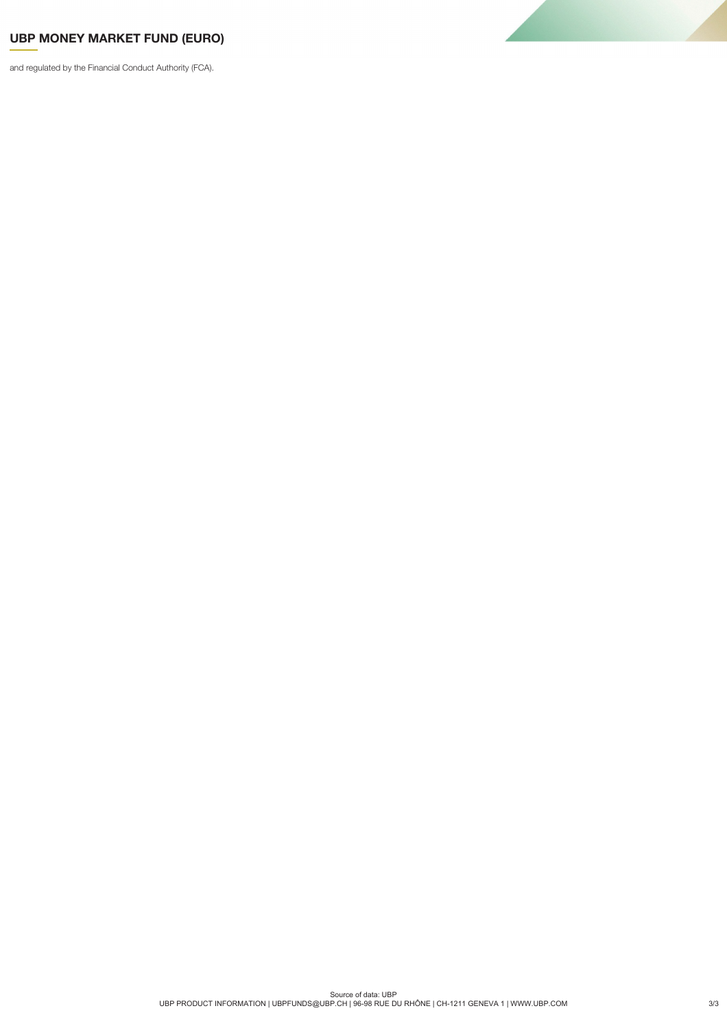and regulated by the Financial Conduct Authority (FCA).